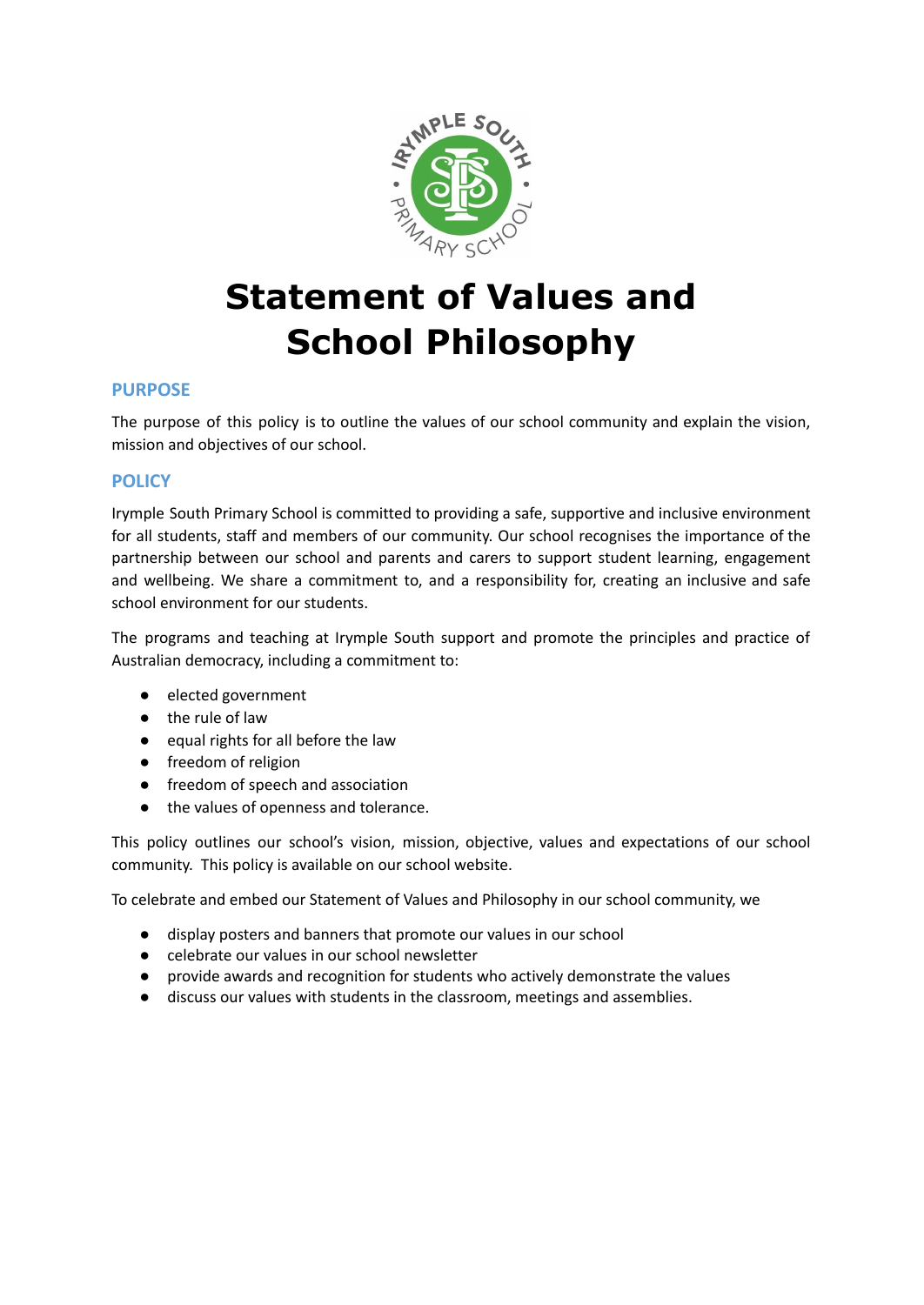# Statement of Values and School Philosophy

## PURPOSE

The purpose of this policy is to outline the values of our school community and explain the vision, mission and objectives of our school.

## POLICY

Irymple South Primary School is committed to providing a safe, supportive and inclusive environment for all students, staff and members of our community. Our school recognises the importance of the partnership between our school and parents and carers to support student learning, engagement and wellbeing. We share a commitment to, and a responsibility for, creating an inclusive and safe school environment for our students.

The programs and teaching at Irymple South support and promote the principles and practice of Australian democracy, including a commitment to:

- elected government
- the rule of law
- equal rights for all before the law
- freedom of religion
- freedom of speech and association
- the values of openness and tolerance.

This policy outlines our school's vision, mission, objective, values and expectations of our school community. This policy is available on our school website.

To celebrate and embed our Statement of Values and Philosophy in our school community, we

- display posters and banners that promote our values in our school
- celebrate our values in our school newsletter
- provide awards and recognition for students who actively demonstrate the values
- discuss our values with students in the classroom, meetings and assemblies.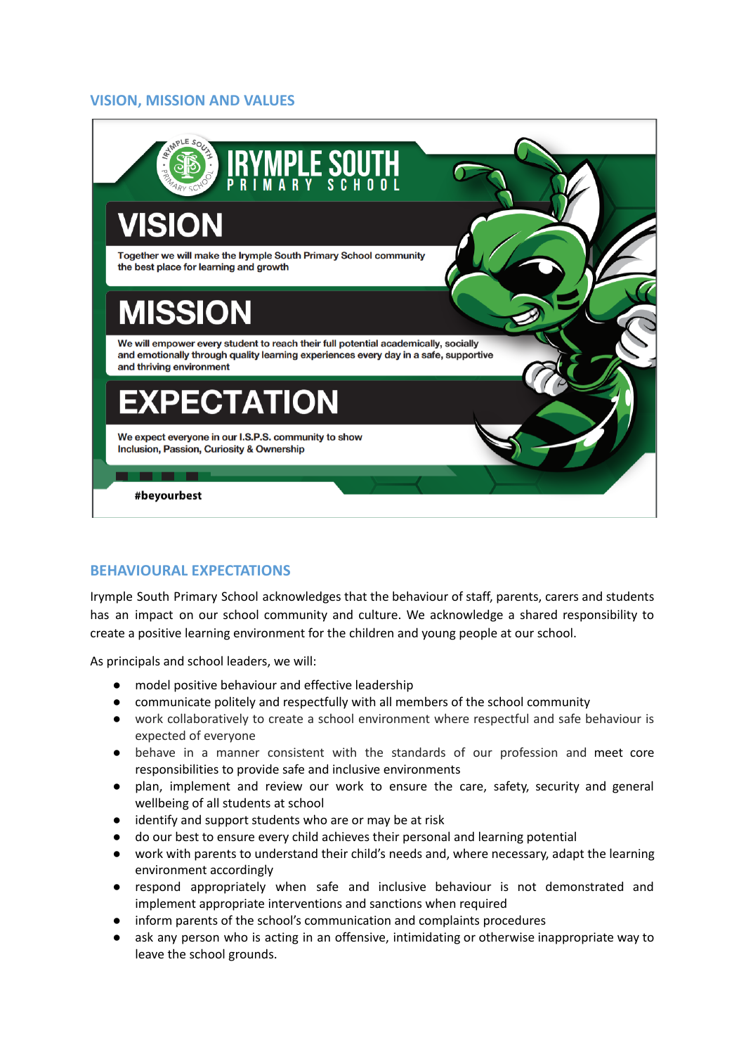## VISION, MISSION AND VALUES

IRYMPLE SOUTH PRIMARY SCHOOL

**VISION**

Together we will make the Irymple South Primary School community the best place for learning and growth

**MISSION**

We will empower every student to reach their full potential academically, socially and emotionally through quality learning experiences every day in a safe, supportive and thriving environment

**EXPECTATION**

We expect everyone in our I.S.P.S. community to show Inclusion, Passion, Curiosity & Ownership

**#beyourbest**

## BEHAVIOURAL EXPECTATIONS

Irymple South Primary School acknowledges that the behaviour of staff, parents, carers and students has an impact on our school community and culture. We acknowledge a shared responsibility to create a positive learning environment for the children and young people at our school.

As principals and school leaders, we will:

- model positive behaviour and effective leadership
- communicate politely and respectfully with all members of the school community
- work collaboratively to create a school environment where respectful and safe behaviour is expected of everyone
- behave in a manner consistent with the standards of our profession and meet core responsibilities to provide safe and inclusive environments
- plan, implement and review our work to ensure the care, safety, security and general wellbeing of all students at school
- identify and support students who are or may be at risk
- do our best to ensure every child achieves their personal and learning potential
- work with parents to understand their child's needs and, where necessary, adapt the learning environment accordingly
- respond appropriately when safe and inclusive behaviour is not demonstrated and implement appropriate interventions and sanctions when required
- inform parents of the school's communication and complaints procedures
- ask any person who is acting in an offensive, intimidating or otherwise inappropriate way to leave the school grounds.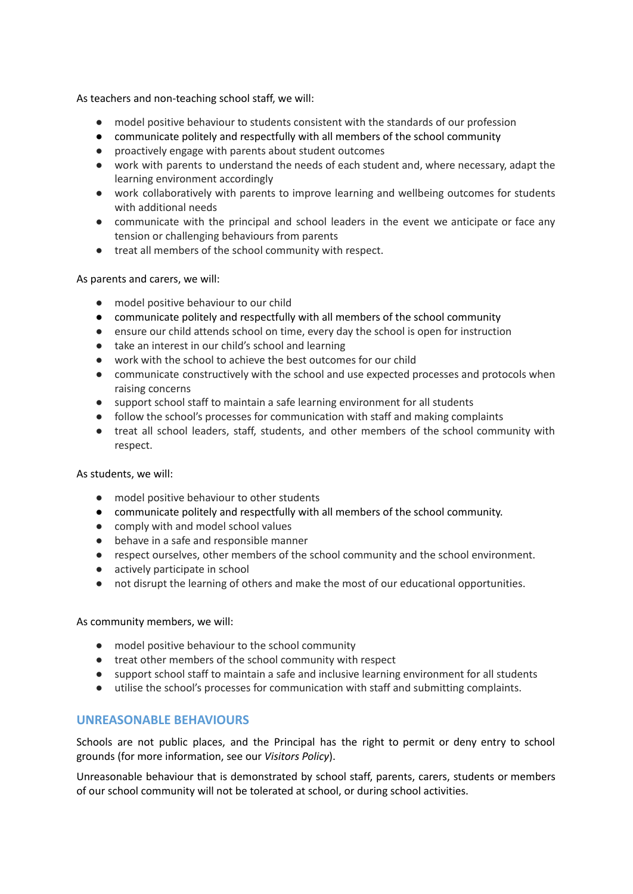As teachers and non-teaching school staff, we will:

- model positive behaviour to students consistent with the standards of our profession
- communicate politely and respectfully with all members of the school community
- proactively engage with parents about student outcomes
- work with parents to understand the needs of each student and, where necessary, adapt the learning environment accordingly
- work collaboratively with parents to improve learning and wellbeing outcomes for students with additional needs
- communicate with the principal and school leaders in the event we anticipate or face any tension or challenging behaviours from parents
- treat all members of the school community with respect.

As parents and carers, we will:

- model positive behaviour to our child
- communicate politely and respectfully with all members of the school community
- ensure our child attends school on time, every day the school is open for instruction
- take an interest in our child's school and learning
- work with the school to achieve the best outcomes for our child
- communicate constructively with the school and use expected processes and protocols when raising concerns
- support school staff to maintain a safe learning environment for all students
- follow the school's processes for communication with staff and making complaints
- treat all school leaders, staff, students, and other members of the school community with respect.

As students, we will:

- model positive behaviour to other students
- communicate politely and respectfully with all members of the school community.
- comply with and model school values
- behave in a safe and responsible manner
- respect ourselves, other members of the school community and the school environment.
- actively participate in school
- not disrupt the learning of others and make the most of our educational opportunities.

As community members, we will:

- model positive behaviour to the school community
- treat other members of the school community with respect
- support school staff to maintain a safe and inclusive learning environment for all students
- utilise the school's processes for communication with staff and submitting complaints.

## UNREASONABLE BEHAVIOURS

Schools are not public places, and the Principal has the right to permit or deny entry to school grounds (for more information, see our *Visitors Policy*).

Unreasonable behaviour that is demonstrated by school staff, parents, carers, students or members of our school community will not be tolerated at school, or during school activities.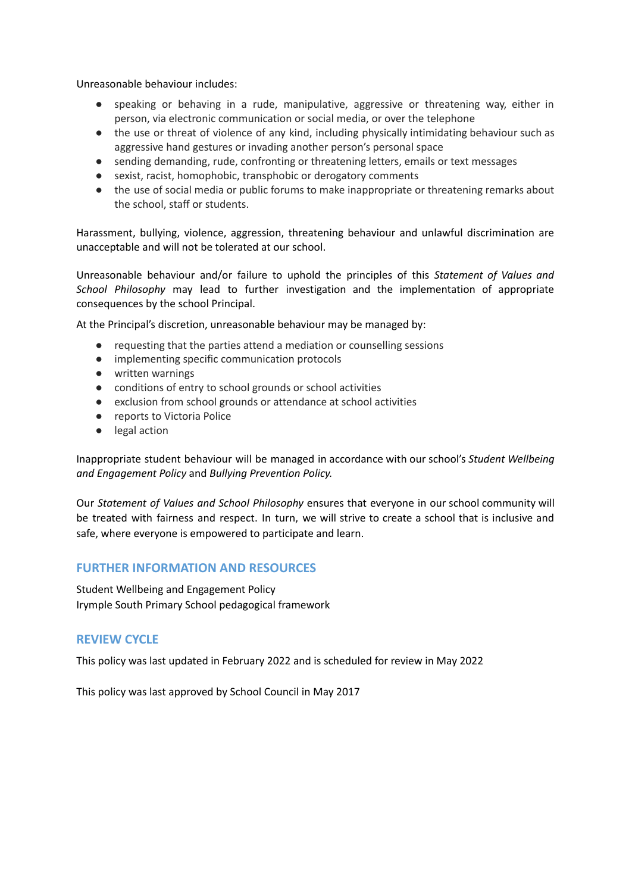Unreasonable behaviour includes:

- speaking or behaving in a rude, manipulative, aggressive or threatening way, either in person, via electronic communication or social media, or over the telephone
- the use or threat of violence of any kind, including physically intimidating behaviour such as aggressive hand gestures or invading another person's personal space
- sending demanding, rude, confronting or threatening letters, emails or text messages
- sexist, racist, homophobic, transphobic or derogatory comments
- the use of social media or public forums to make inappropriate or threatening remarks about the school, staff or students.

Harassment, bullying, violence, aggression, threatening behaviour and unlawful discrimination are unacceptable and will not be tolerated at our school.

Unreasonable behaviour and/or failure to uphold the principles of this *Statement of Values and School Philosophy* may lead to further investigation and the implementation of appropriate consequences by the school Principal.

At the Principal's discretion, unreasonable behaviour may be managed by:

- requesting that the parties attend a mediation or counselling sessions
- implementing specific communication protocols
- written warnings
- conditions of entry to school grounds or school activities
- exclusion from school grounds or attendance at school activities
- reports to Victoria Police
- legal action

Inappropriate student behaviour will be managed in accordance with our school's *Student Wellbeing and Engagement Policy* and *Bullying Prevention Policy.*

Our *Statement of Values and School Philosophy* ensures that everyone in our school community will be treated with fairness and respect. In turn, we will strive to create a school that is inclusive and safe, where everyone is empowered to participate and learn.

## FURTHER INFORMATION AND RESOURCES

Student Wellbeing and Engagement Policy
Irymple South Primary School pedagogical framework

## REVIEW CYCLE

This policy was last updated in February 2022 and is scheduled for review in May 2022

This policy was last approved by School Council in May 2017